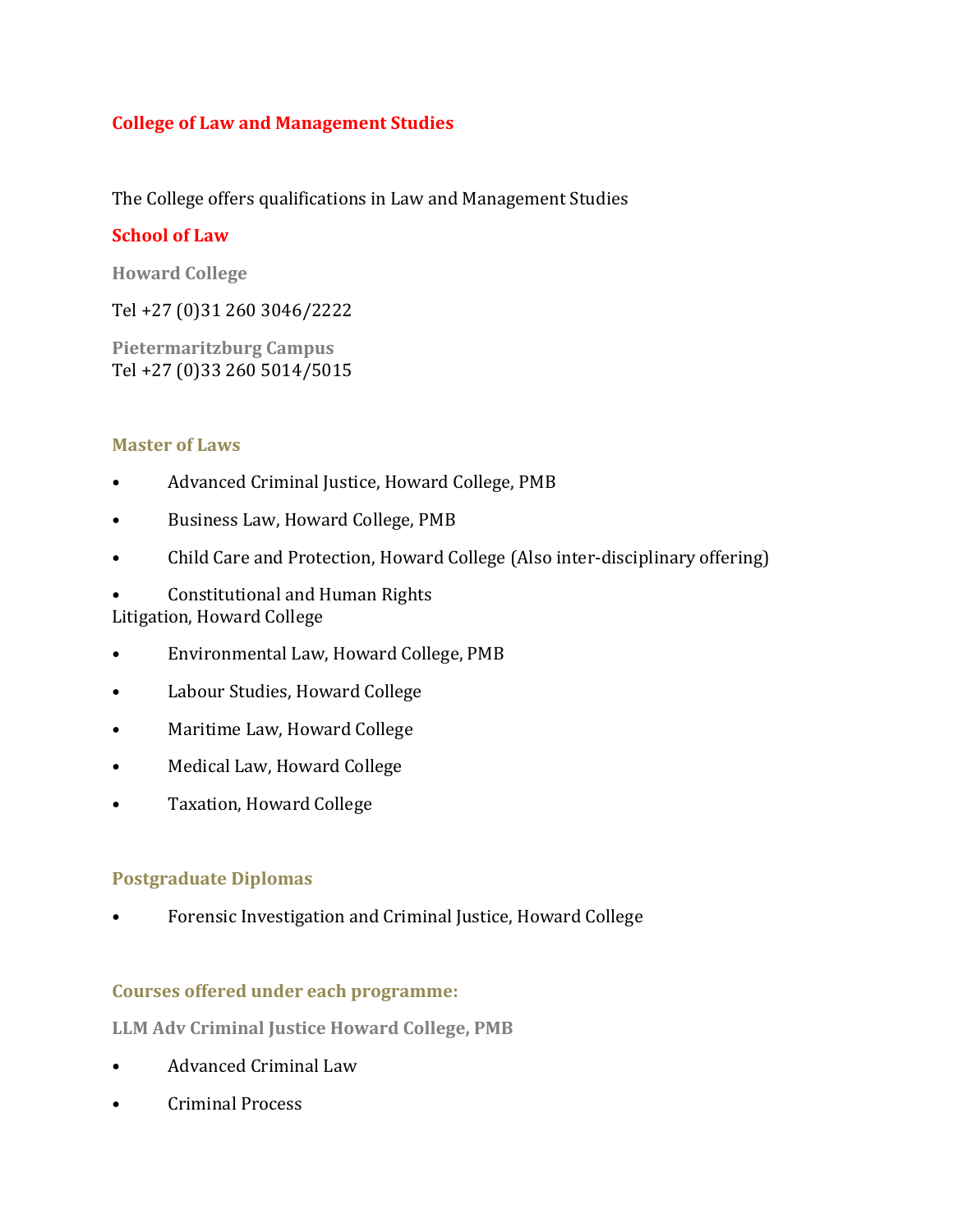# College of Law and Management Studies

The College offers qualifications in Law and Management Studies

## School of Law

### Howard College

Tel +27 (0)31 260 3046/2222

### Pietermaritzburg Campus

Tel +27 (0)33 260 5014/5015

### Master of Laws

- Advanced Criminal Justice, Howard College, PMB
- Business Law, Howard College, PMB
- Child Care and Protection, Howard College (Also inter-disciplinary offering)
- Constitutional and Human Rights Litigation, Howard College
- Environmental Law, Howard College, PMB
- Labour Studies, Howard College
- Maritime Law, Howard College
- Medical Law, Howard College
- Taxation, Howard College

### Postgraduate Diplomas

- Forensic Investigation and Criminal Justice, Howard College

### Courses offered under each programme:

#### LLM Adv Criminal Justice Howard College, PMB

- Advanced Criminal Law
- Criminal Process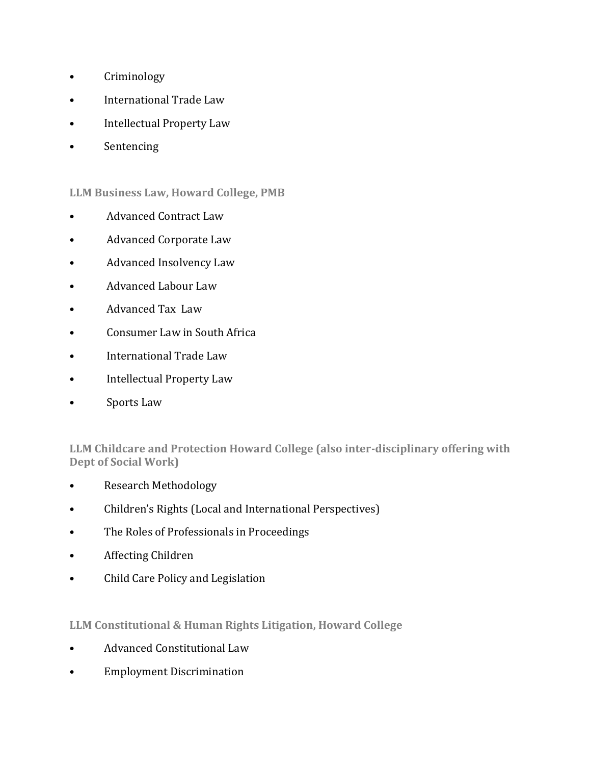- Criminology
- International Trade Law
- Intellectual Property Law
- Sentencing

**LLM Business Law, Howard College, PMB**

- Advanced Contract Law
- Advanced Corporate Law
- Advanced Insolvency Law
- Advanced Labour Law
- Advanced Tax Law
- Consumer Law in South Africa
- International Trade Law
- Intellectual Property Law
- Sports Law

**LLM Childcare and Protection Howard College (also inter-disciplinary offering with Dept of Social Work)**

- Research Methodology
- Children's Rights (Local and International Perspectives)
- The Roles of Professionals in Proceedings
- Affecting Children
- Child Care Policy and Legislation

**LLM Constitutional & Human Rights Litigation, Howard College**

- Advanced Constitutional Law
- Employment Discrimination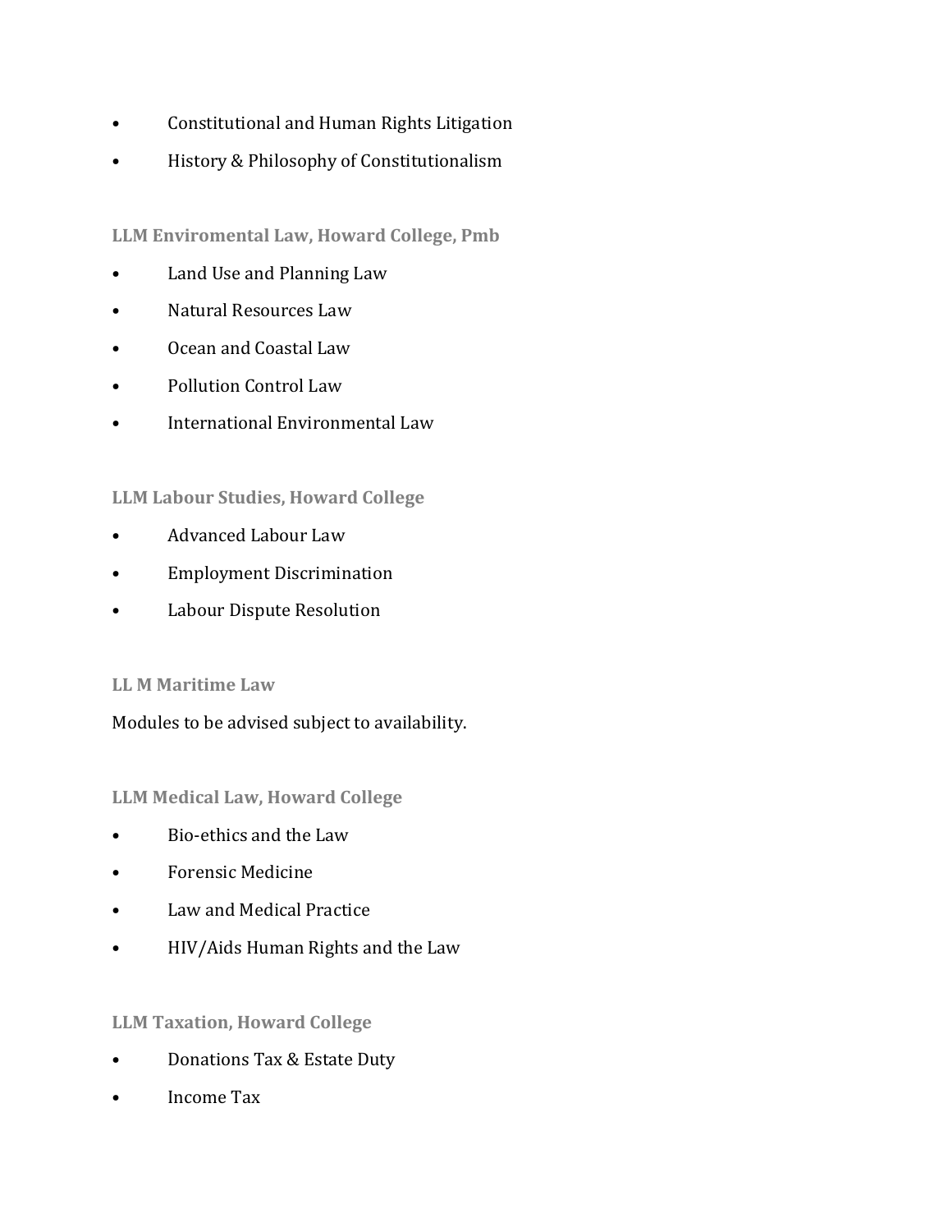- Constitutional and Human Rights Litigation
- History & Philosophy of Constitutionalism

### LLM Enviromental Law, Howard College, Pmb

- Land Use and Planning Law
- Natural Resources Law
- Ocean and Coastal Law
- Pollution Control Law
- International Environmental Law

### LLM Labour Studies, Howard College

- Advanced Labour Law
- Employment Discrimination
- Labour Dispute Resolution

### LL M Maritime Law

Modules to be advised subject to availability.

### LLM Medical Law, Howard College

- Bio-ethics and the Law
- Forensic Medicine
- Law and Medical Practice
- HIV/Aids Human Rights and the Law

### LLM Taxation, Howard College

- Donations Tax & Estate Duty
- Income Tax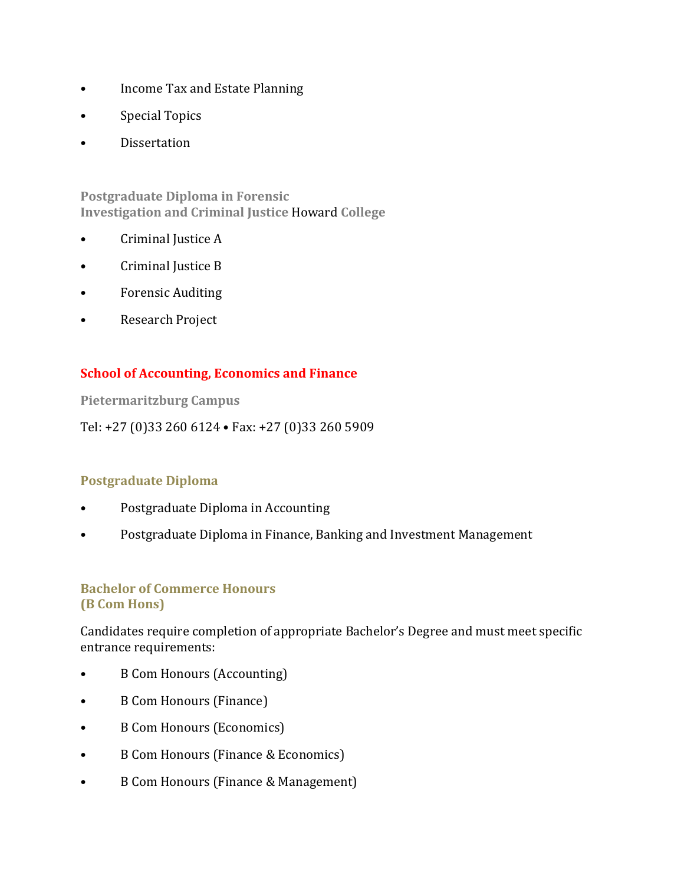- Income Tax and Estate Planning
- Special Topics
- Dissertation

### Postgraduate Diploma in Forensic Investigation and Criminal Justice Howard College

- Criminal Justice A
- Criminal Justice B
- Forensic Auditing
- Research Project

## School of Accounting, Economics and Finance

### Pietermaritzburg Campus

Tel: +27 (0)33 260 6124 • Fax: +27 (0)33 260 5909

### Postgraduate Diploma

- Postgraduate Diploma in Accounting
- Postgraduate Diploma in Finance, Banking and Investment Management

### Bachelor of Commerce Honours (B Com Hons)

Candidates require completion of appropriate Bachelor's Degree and must meet specific entrance requirements:

- B Com Honours (Accounting)
- B Com Honours (Finance)
- B Com Honours (Economics)
- B Com Honours (Finance & Economics)
- B Com Honours (Finance & Management)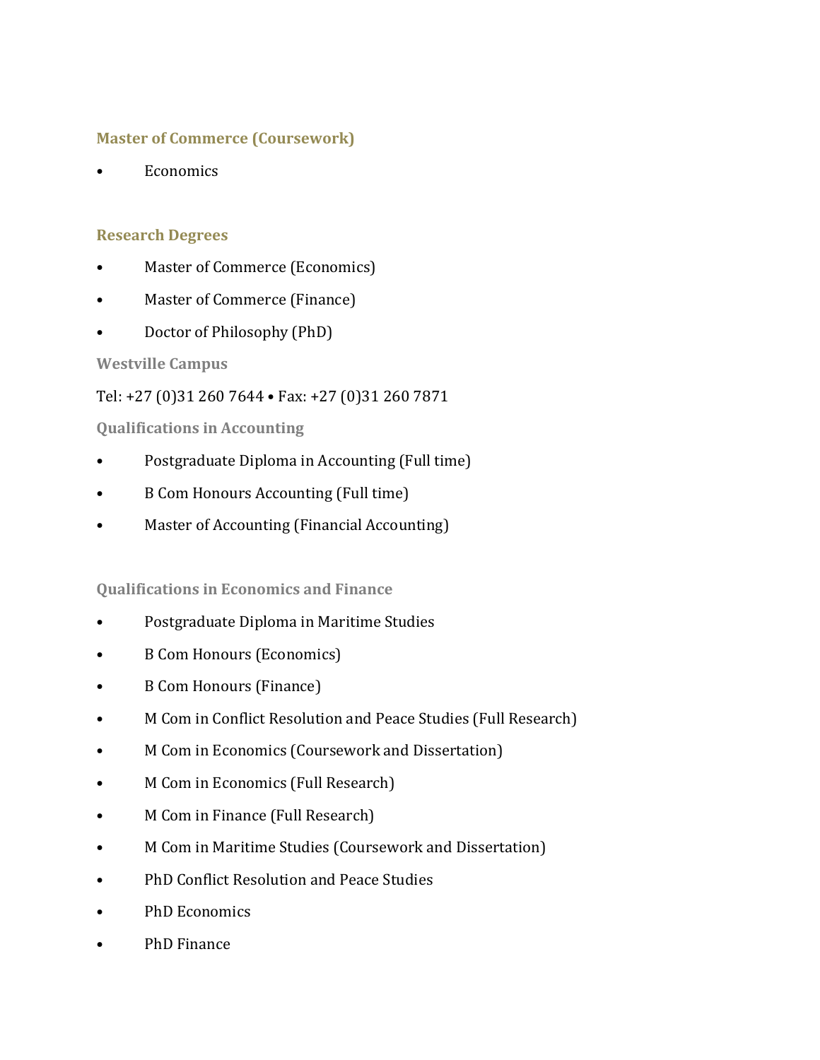### Master of Commerce (Coursework)

- Economics

### Research Degrees

- Master of Commerce (Economics)
- Master of Commerce (Finance)
- Doctor of Philosophy (PhD)

#### Westville Campus

Tel: +27 (0)31 260 7644 • Fax: +27 (0)31 260 7871

#### Qualifications in Accounting

- Postgraduate Diploma in Accounting (Full time)
- B Com Honours Accounting (Full time)
- Master of Accounting (Financial Accounting)

#### Qualifications in Economics and Finance

- Postgraduate Diploma in Maritime Studies
- B Com Honours (Economics)
- B Com Honours (Finance)
- M Com in Conflict Resolution and Peace Studies (Full Research)
- M Com in Economics (Coursework and Dissertation)
- M Com in Economics (Full Research)
- M Com in Finance (Full Research)
- M Com in Maritime Studies (Coursework and Dissertation)
- PhD Conflict Resolution and Peace Studies
- PhD Economics
- PhD Finance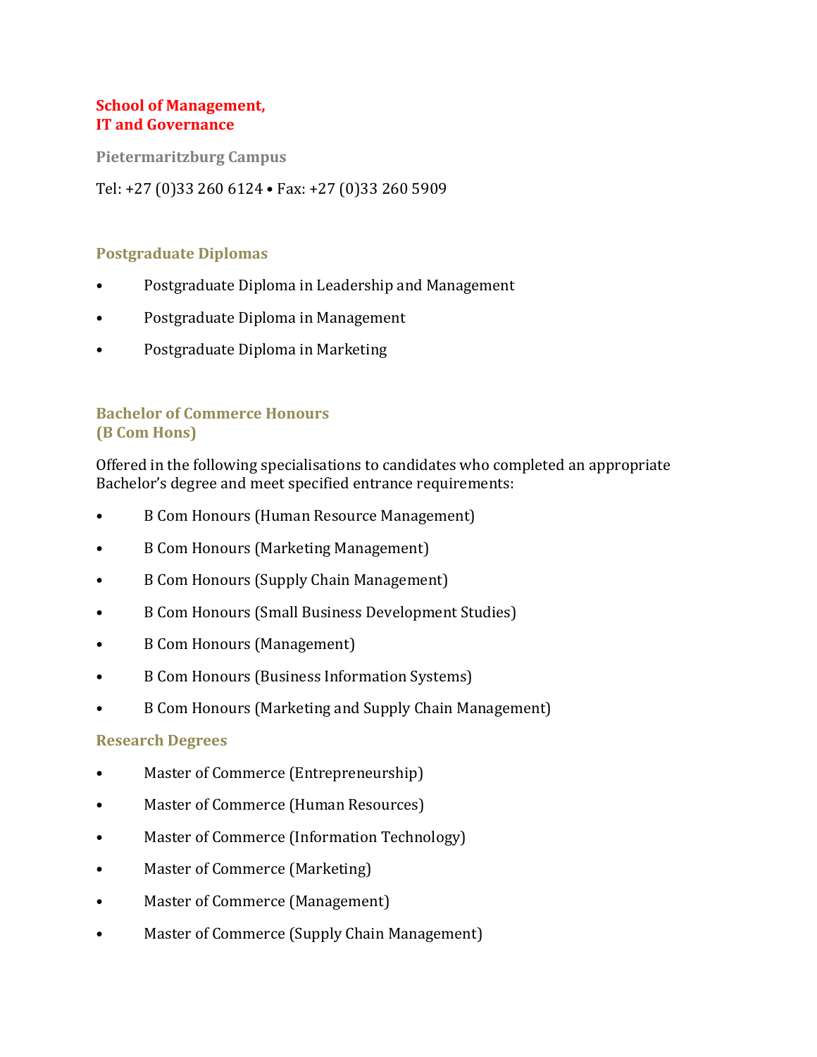## School of Management, IT and Governance

### Pietermaritzburg Campus

Tel: +27 (0)33 260 6124 • Fax: +27 (0)33 260 5909

### Postgraduate Diplomas

- Postgraduate Diploma in Leadership and Management
- Postgraduate Diploma in Management
- Postgraduate Diploma in Marketing

### Bachelor of Commerce Honours (B Com Hons)

Offered in the following specialisations to candidates who completed an appropriate Bachelor's degree and meet specified entrance requirements:

- B Com Honours (Human Resource Management)
- B Com Honours (Marketing Management)
- B Com Honours (Supply Chain Management)
- B Com Honours (Small Business Development Studies)
- B Com Honours (Management)
- B Com Honours (Business Information Systems)
- B Com Honours (Marketing and Supply Chain Management)

### Research Degrees

- Master of Commerce (Entrepreneurship)
- Master of Commerce (Human Resources)
- Master of Commerce (Information Technology)
- Master of Commerce (Marketing)
- Master of Commerce (Management)
- Master of Commerce (Supply Chain Management)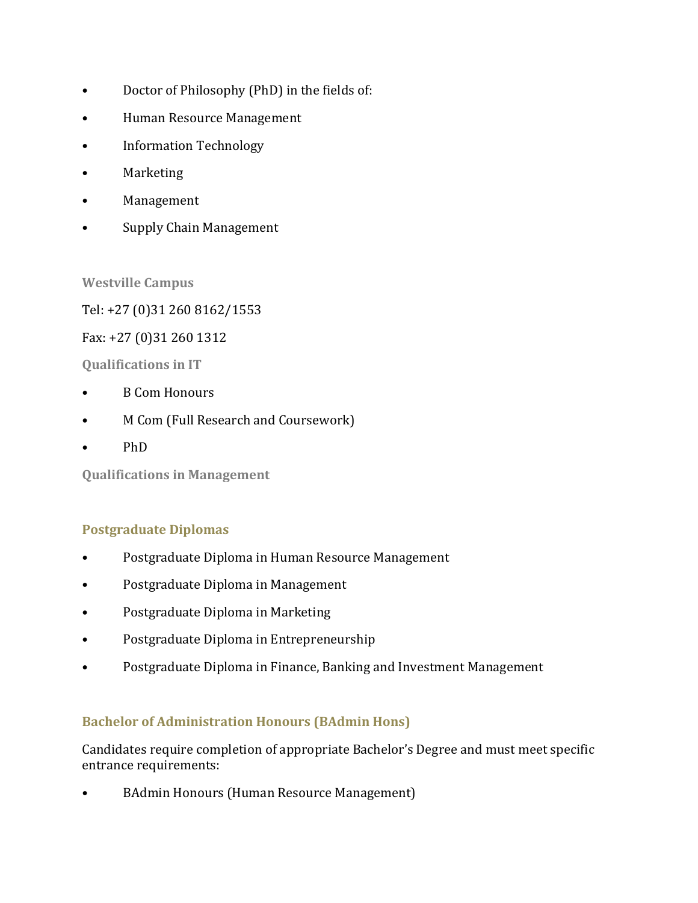- Doctor of Philosophy (PhD) in the fields of:
- Human Resource Management
- Information Technology
- Marketing
- Management
- Supply Chain Management

**Westville Campus**

Tel: +27 (0)31 260 8162/1553

Fax: +27 (0)31 260 1312

**Qualifications in IT**

- B Com Honours
- M Com (Full Research and Coursework)
- PhD

**Qualifications in Management**

### Postgraduate Diplomas

- Postgraduate Diploma in Human Resource Management
- Postgraduate Diploma in Management
- Postgraduate Diploma in Marketing
- Postgraduate Diploma in Entrepreneurship
- Postgraduate Diploma in Finance, Banking and Investment Management

### Bachelor of Administration Honours (BAdmin Hons)

Candidates require completion of appropriate Bachelor's Degree and must meet specific entrance requirements:

- BAdmin Honours (Human Resource Management)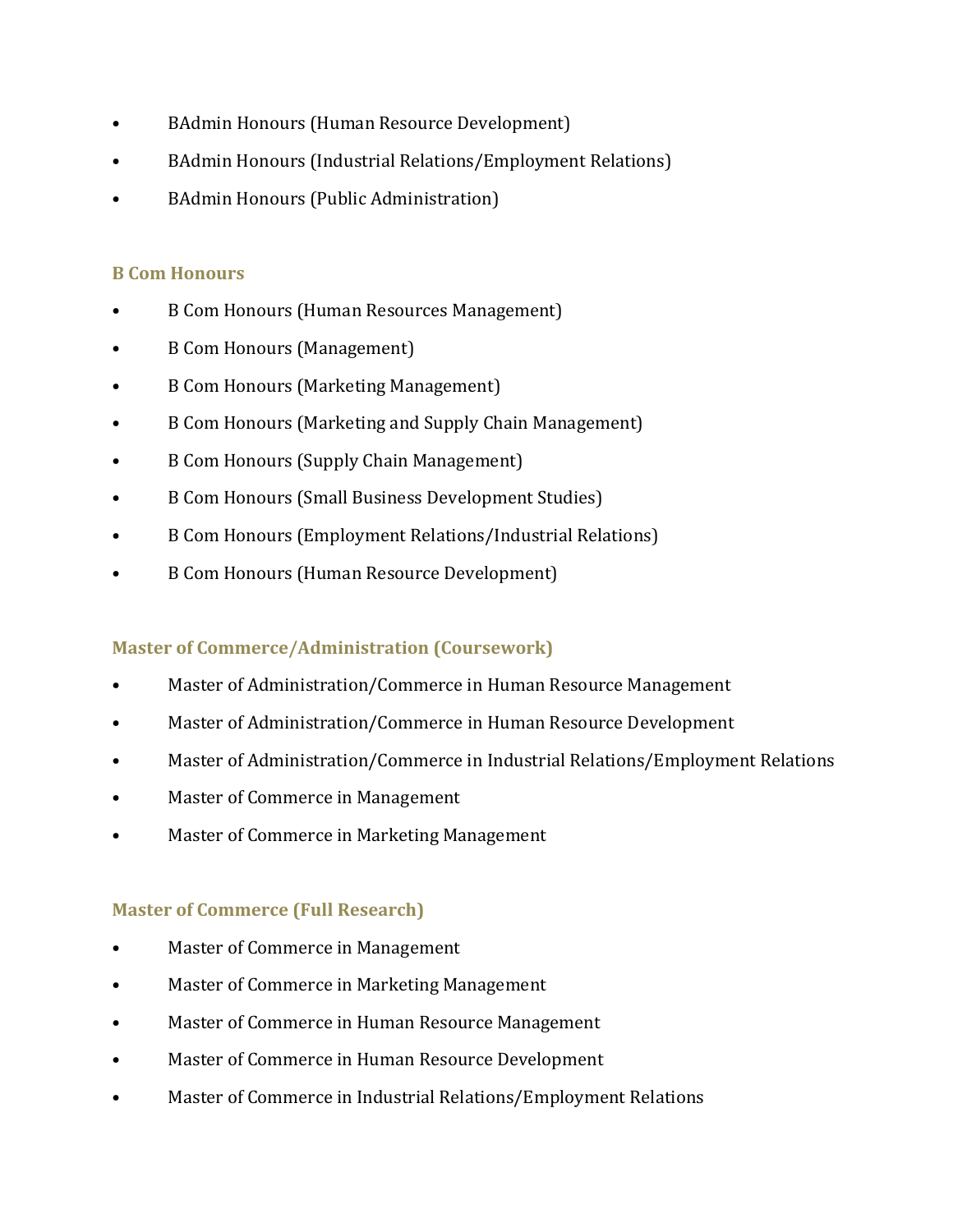- BAdmin Honours (Human Resource Development)
- BAdmin Honours (Industrial Relations/Employment Relations)
- BAdmin Honours (Public Administration)

### B Com Honours

- B Com Honours (Human Resources Management)
- B Com Honours (Management)
- B Com Honours (Marketing Management)
- B Com Honours (Marketing and Supply Chain Management)
- B Com Honours (Supply Chain Management)
- B Com Honours (Small Business Development Studies)
- B Com Honours (Employment Relations/Industrial Relations)
- B Com Honours (Human Resource Development)

### Master of Commerce/Administration (Coursework)

- Master of Administration/Commerce in Human Resource Management
- Master of Administration/Commerce in Human Resource Development
- Master of Administration/Commerce in Industrial Relations/Employment Relations
- Master of Commerce in Management
- Master of Commerce in Marketing Management

### Master of Commerce (Full Research)

- Master of Commerce in Management
- Master of Commerce in Marketing Management
- Master of Commerce in Human Resource Management
- Master of Commerce in Human Resource Development
- Master of Commerce in Industrial Relations/Employment Relations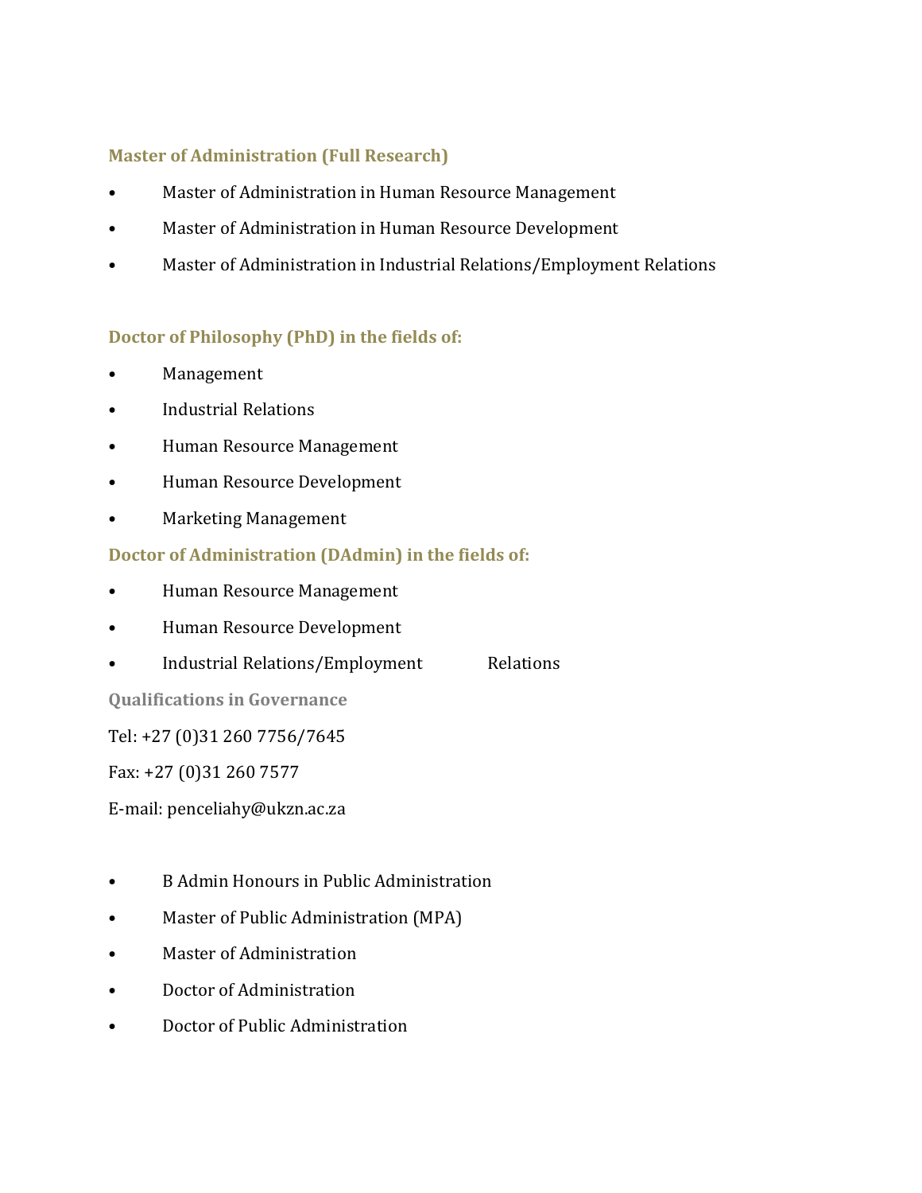### Master of Administration (Full Research)

- Master of Administration in Human Resource Management
- Master of Administration in Human Resource Development
- Master of Administration in Industrial Relations/Employment Relations

### Doctor of Philosophy (PhD) in the fields of:

- Management
- Industrial Relations
- Human Resource Management
- Human Resource Development
- Marketing Management

### Doctor of Administration (DAdmin) in the fields of:

- Human Resource Management
- Human Resource Development
- Industrial Relations/Employment Relations

### Qualifications in Governance

Tel: +27 (0)31 260 7756/7645

Fax: +27 (0)31 260 7577

E-mail: penceliahy@ukzn.ac.za

- B Admin Honours in Public Administration
- Master of Public Administration (MPA)
- Master of Administration
- Doctor of Administration
- Doctor of Public Administration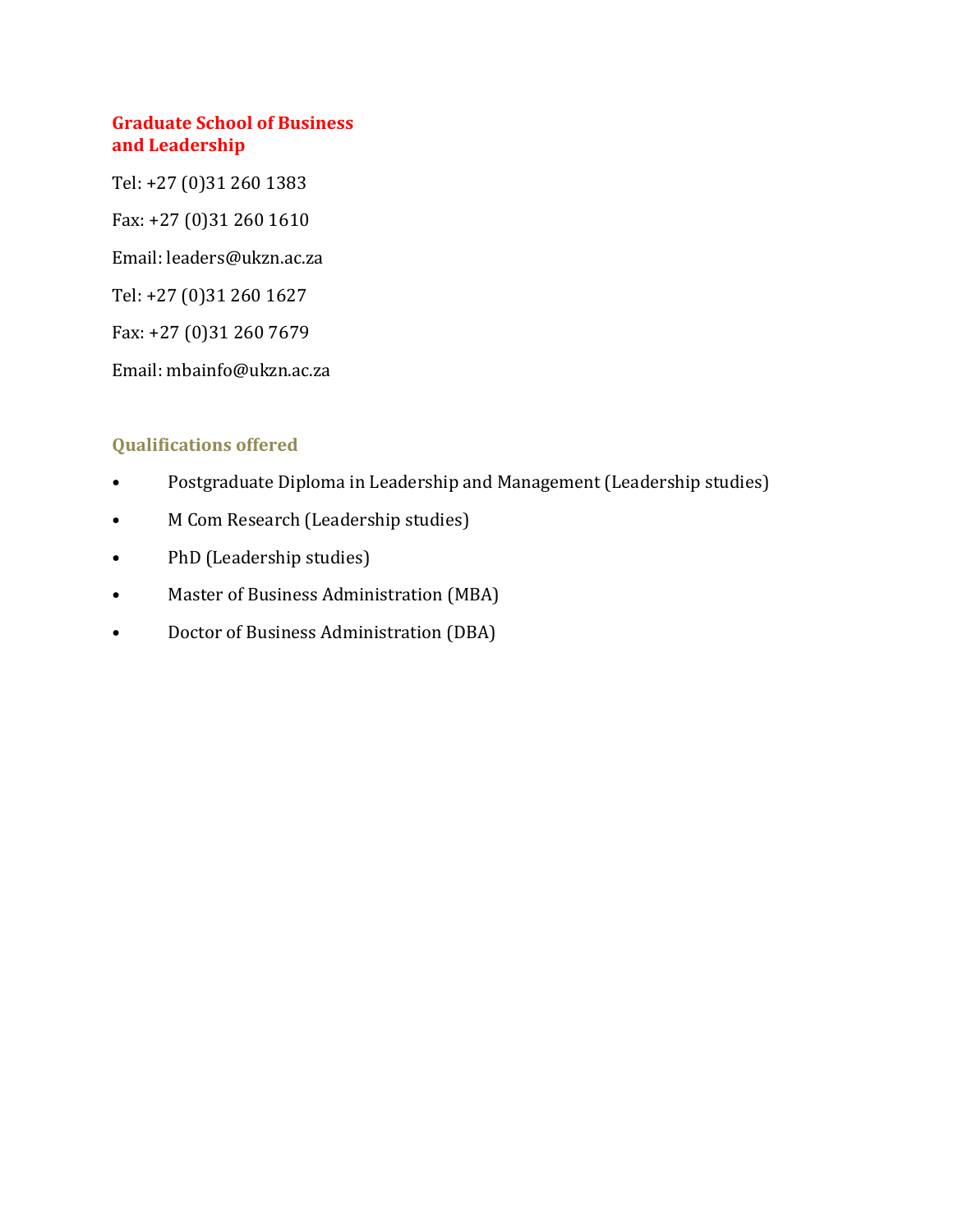## Graduate School of Business and Leadership

Tel: +27 (0)31 260 1383

Fax: +27 (0)31 260 1610

Email: leaders@ukzn.ac.za

Tel: +27 (0)31 260 1627

Fax: +27 (0)31 260 7679

Email: mbainfo@ukzn.ac.za

### Qualifications offered

- Postgraduate Diploma in Leadership and Management (Leadership studies)
- M Com Research (Leadership studies)
- PhD (Leadership studies)
- Master of Business Administration (MBA)
- Doctor of Business Administration (DBA)